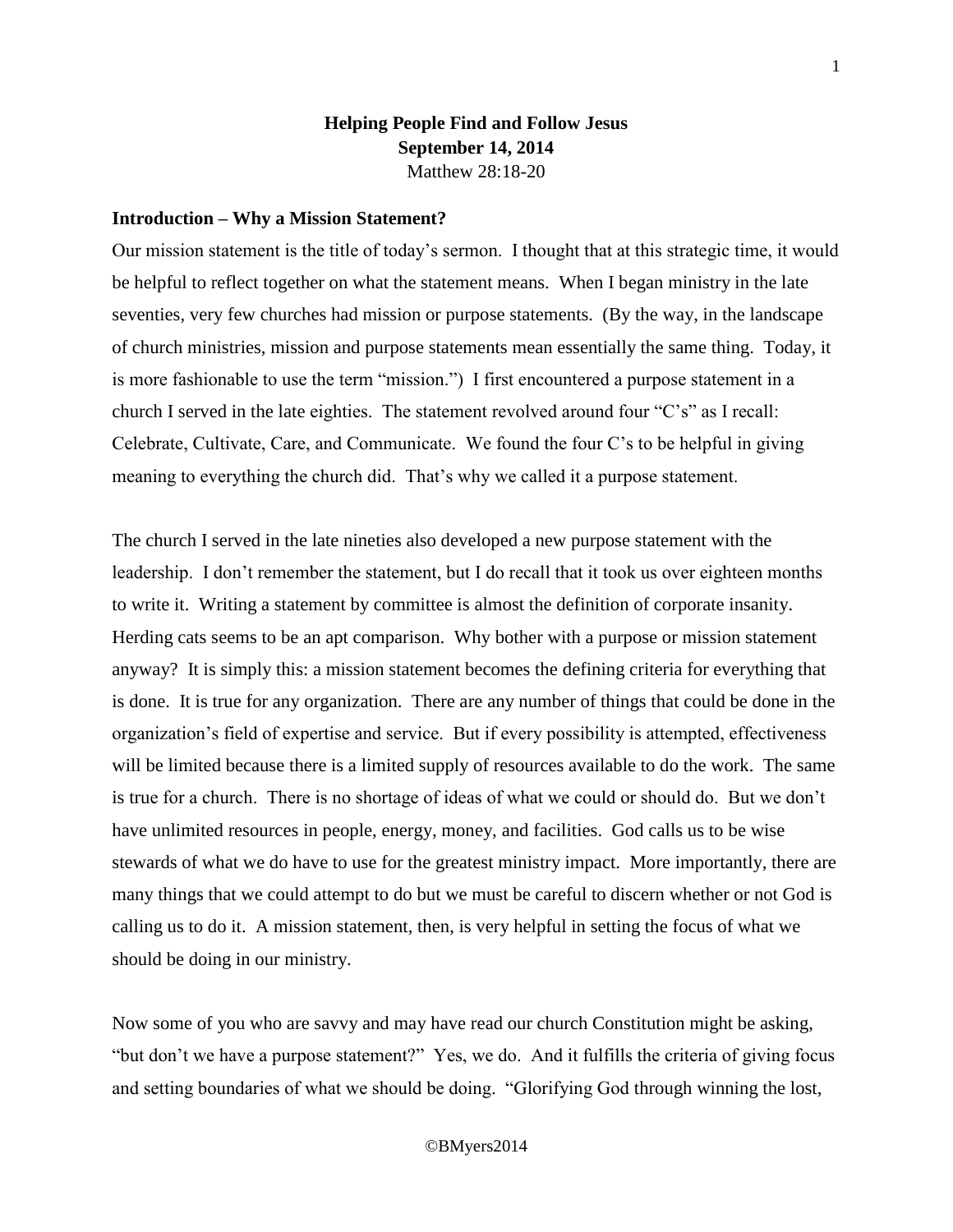# Helping People Find and Follow Jesus

**September 14, 2014**

Matthew 28:18-20

### Introduction – Why a Mission Statement?

Our mission statement is the title of today's sermon. I thought that at this strategic time, it would be helpful to reflect together on what the statement means. When I began ministry in the late seventies, very few churches had mission or purpose statements. (By the way, in the landscape of church ministries, mission and purpose statements mean essentially the same thing. Today, it is more fashionable to use the term "mission.") I first encountered a purpose statement in a church I served in the late eighties. The statement revolved around four "C's" as I recall: Celebrate, Cultivate, Care, and Communicate. We found the four C's to be helpful in giving meaning to everything the church did. That's why we called it a purpose statement.

The church I served in the late nineties also developed a new purpose statement with the leadership. I don't remember the statement, but I do recall that it took us over eighteen months to write it. Writing a statement by committee is almost the definition of corporate insanity. Herding cats seems to be an apt comparison. Why bother with a purpose or mission statement anyway? It is simply this: a mission statement becomes the defining criteria for everything that is done. It is true for any organization. There are any number of things that could be done in the organization's field of expertise and service. But if every possibility is attempted, effectiveness will be limited because there is a limited supply of resources available to do the work. The same is true for a church. There is no shortage of ideas of what we could or should do. But we don't have unlimited resources in people, energy, money, and facilities. God calls us to be wise stewards of what we do have to use for the greatest ministry impact. More importantly, there are many things that we could attempt to do but we must be careful to discern whether or not God is calling us to do it. A mission statement, then, is very helpful in setting the focus of what we should be doing in our ministry.

Now some of you who are savvy and may have read our church Constitution might be asking, "but don't we have a purpose statement?" Yes, we do. And it fulfills the criteria of giving focus and setting boundaries of what we should be doing. "Glorifying God through winning the lost,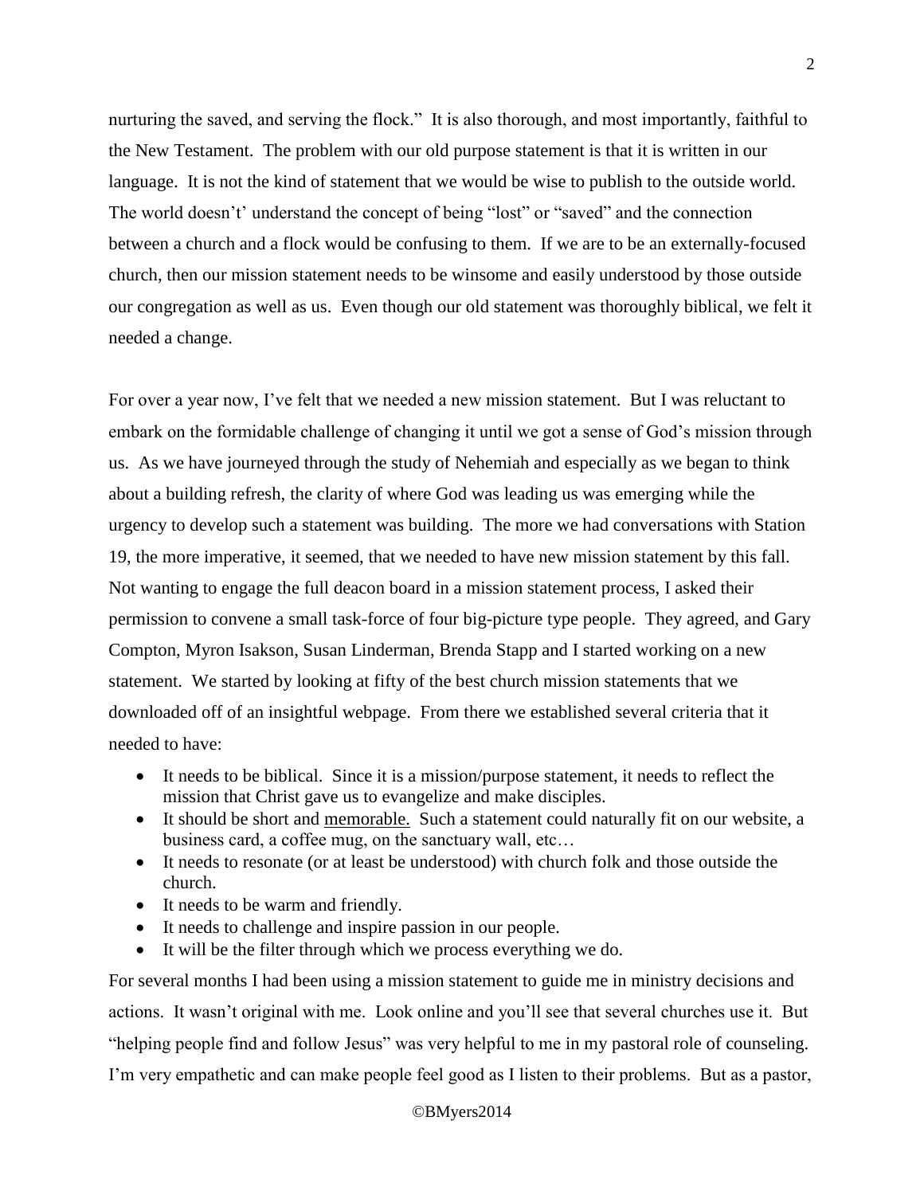nurturing the saved, and serving the flock." It is also thorough, and most importantly, faithful to the New Testament. The problem with our old purpose statement is that it is written in our language. It is not the kind of statement that we would be wise to publish to the outside world. The world doesn't' understand the concept of being "lost" or "saved" and the connection between a church and a flock would be confusing to them. If we are to be an externally-focused church, then our mission statement needs to be winsome and easily understood by those outside our congregation as well as us. Even though our old statement was thoroughly biblical, we felt it needed a change.

For over a year now, I've felt that we needed a new mission statement. But I was reluctant to embark on the formidable challenge of changing it until we got a sense of God's mission through us. As we have journeyed through the study of Nehemiah and especially as we began to think about a building refresh, the clarity of where God was leading us was emerging while the urgency to develop such a statement was building. The more we had conversations with Station 19, the more imperative, it seemed, that we needed to have new mission statement by this fall. Not wanting to engage the full deacon board in a mission statement process, I asked their permission to convene a small task-force of four big-picture type people. They agreed, and Gary Compton, Myron Isakson, Susan Linderman, Brenda Stapp and I started working on a new statement. We started by looking at fifty of the best church mission statements that we downloaded off of an insightful webpage. From there we established several criteria that it needed to have:

- It needs to be biblical. Since it is a mission/purpose statement, it needs to reflect the mission that Christ gave us to evangelize and make disciples.
- It should be short and <u>memorable.</u> Such a statement could naturally fit on our website, a business card, a coffee mug, on the sanctuary wall, etc…
- It needs to resonate (or at least be understood) with church folk and those outside the church.
- It needs to be warm and friendly.
- It needs to challenge and inspire passion in our people.
- It will be the filter through which we process everything we do.

For several months I had been using a mission statement to guide me in ministry decisions and actions. It wasn't original with me. Look online and you'll see that several churches use it. But "helping people find and follow Jesus" was very helpful to me in my pastoral role of counseling. I'm very empathetic and can make people feel good as I listen to their problems. But as a pastor,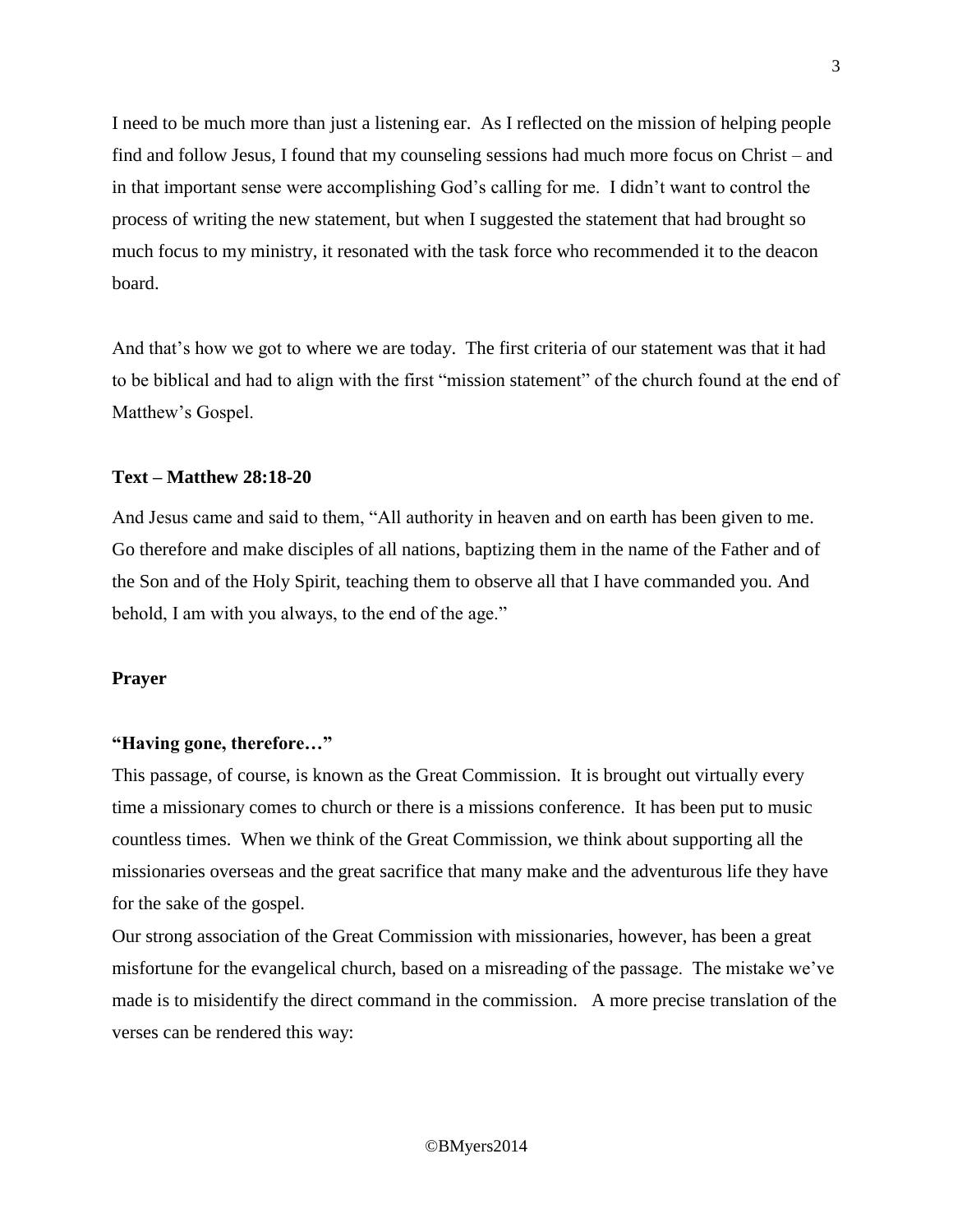I need to be much more than just a listening ear. As I reflected on the mission of helping people find and follow Jesus, I found that my counseling sessions had much more focus on Christ – and in that important sense were accomplishing God's calling for me. I didn't want to control the process of writing the new statement, but when I suggested the statement that had brought so much focus to my ministry, it resonated with the task force who recommended it to the deacon board.

And that's how we got to where we are today. The first criteria of our statement was that it had to be biblical and had to align with the first "mission statement" of the church found at the end of Matthew's Gospel.

**Text – Matthew 28:18-20**

And Jesus came and said to them, "All authority in heaven and on earth has been given to me. Go therefore and make disciples of all nations, baptizing them in the name of the Father and of the Son and of the Holy Spirit, teaching them to observe all that I have commanded you. And behold, I am with you always, to the end of the age."

**Prayer**

**"Having gone, therefore…"**

This passage, of course, is known as the Great Commission. It is brought out virtually every time a missionary comes to church or there is a missions conference. It has been put to music countless times. When we think of the Great Commission, we think about supporting all the missionaries overseas and the great sacrifice that many make and the adventurous life they have for the sake of the gospel.

Our strong association of the Great Commission with missionaries, however, has been a great misfortune for the evangelical church, based on a misreading of the passage. The mistake we've made is to misidentify the direct command in the commission. A more precise translation of the verses can be rendered this way: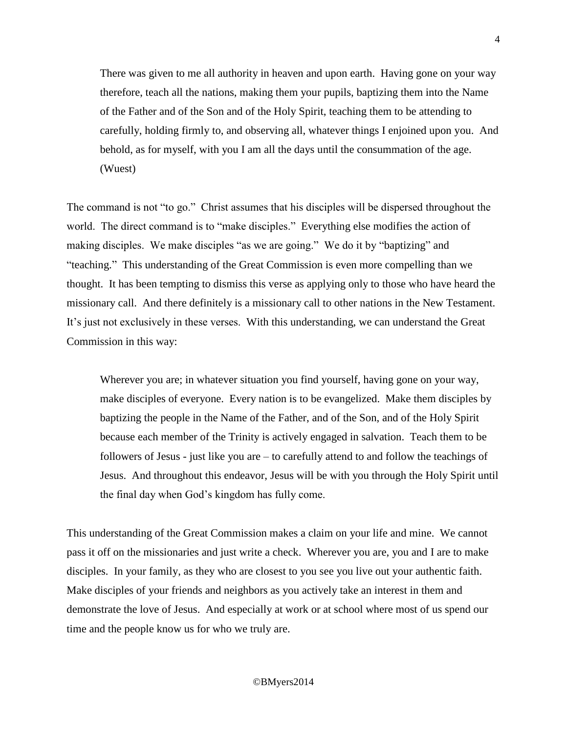> There was given to me all authority in heaven and upon earth. Having gone on your way therefore, teach all the nations, making them your pupils, baptizing them into the Name of the Father and of the Son and of the Holy Spirit, teaching them to be attending to carefully, holding firmly to, and observing all, whatever things I enjoined upon you. And behold, as for myself, with you I am all the days until the consummation of the age. (Wuest)

The command is not "to go." Christ assumes that his disciples will be dispersed throughout the world. The direct command is to "make disciples." Everything else modifies the action of making disciples. We make disciples "as we are going." We do it by "baptizing" and "teaching." This understanding of the Great Commission is even more compelling than we thought. It has been tempting to dismiss this verse as applying only to those who have heard the missionary call. And there definitely is a missionary call to other nations in the New Testament. It's just not exclusively in these verses. With this understanding, we can understand the Great Commission in this way:

> Wherever you are; in whatever situation you find yourself, having gone on your way, make disciples of everyone. Every nation is to be evangelized. Make them disciples by baptizing the people in the Name of the Father, and of the Son, and of the Holy Spirit because each member of the Trinity is actively engaged in salvation. Teach them to be followers of Jesus - just like you are – to carefully attend to and follow the teachings of Jesus. And throughout this endeavor, Jesus will be with you through the Holy Spirit until the final day when God's kingdom has fully come.

This understanding of the Great Commission makes a claim on your life and mine. We cannot pass it off on the missionaries and just write a check. Wherever you are, you and I are to make disciples. In your family, as they who are closest to you see you live out your authentic faith. Make disciples of your friends and neighbors as you actively take an interest in them and demonstrate the love of Jesus. And especially at work or at school where most of us spend our time and the people know us for who we truly are.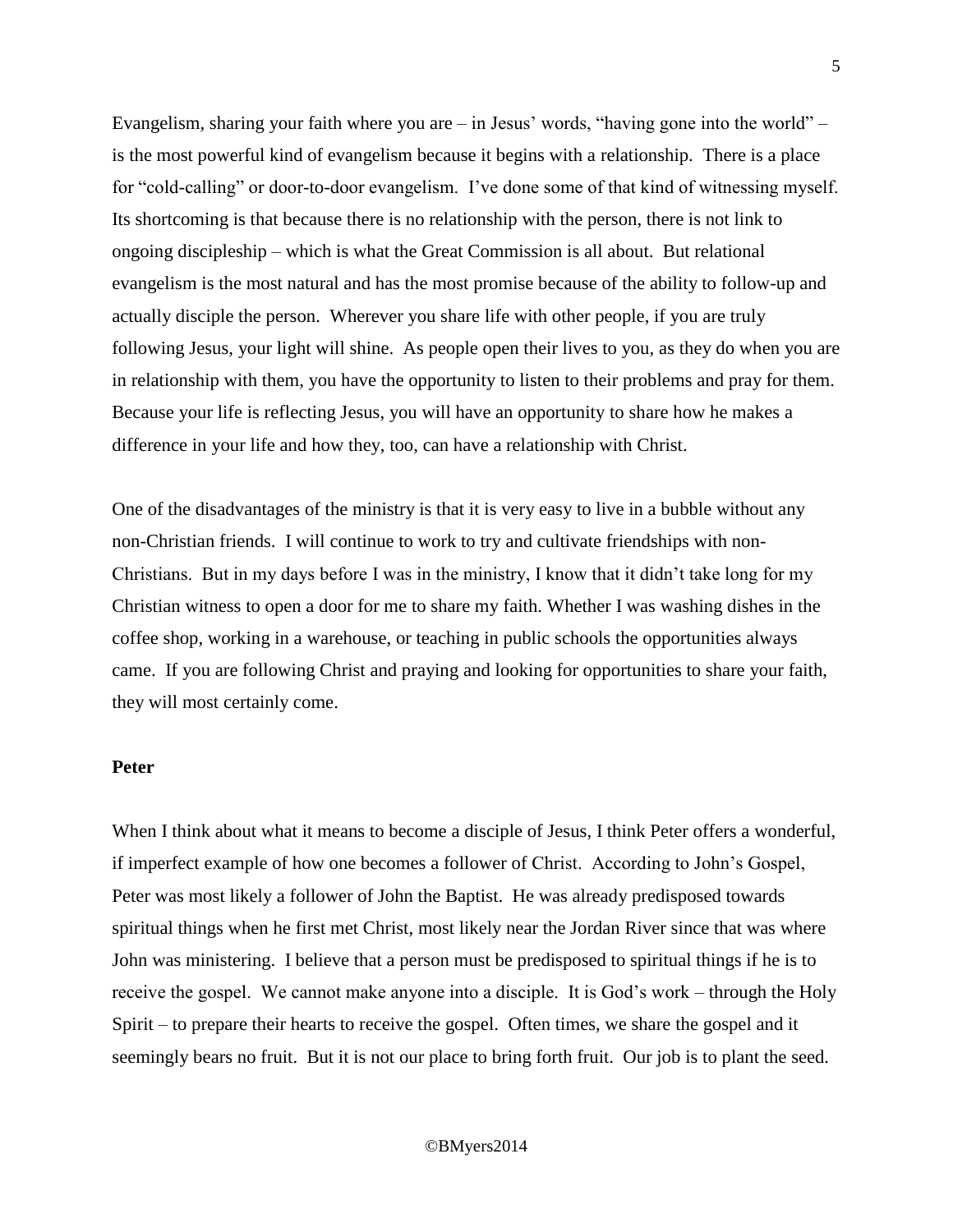Evangelism, sharing your faith where you are – in Jesus' words, "having gone into the world" – is the most powerful kind of evangelism because it begins with a relationship. There is a place for "cold-calling" or door-to-door evangelism. I've done some of that kind of witnessing myself. Its shortcoming is that because there is no relationship with the person, there is not link to ongoing discipleship – which is what the Great Commission is all about. But relational evangelism is the most natural and has the most promise because of the ability to follow-up and actually disciple the person. Wherever you share life with other people, if you are truly following Jesus, your light will shine. As people open their lives to you, as they do when you are in relationship with them, you have the opportunity to listen to their problems and pray for them. Because your life is reflecting Jesus, you will have an opportunity to share how he makes a difference in your life and how they, too, can have a relationship with Christ.

One of the disadvantages of the ministry is that it is very easy to live in a bubble without any non-Christian friends. I will continue to work to try and cultivate friendships with non-Christians. But in my days before I was in the ministry, I know that it didn't take long for my Christian witness to open a door for me to share my faith. Whether I was washing dishes in the coffee shop, working in a warehouse, or teaching in public schools the opportunities always came. If you are following Christ and praying and looking for opportunities to share your faith, they will most certainly come.

**Peter**

When I think about what it means to become a disciple of Jesus, I think Peter offers a wonderful, if imperfect example of how one becomes a follower of Christ. According to John's Gospel, Peter was most likely a follower of John the Baptist. He was already predisposed towards spiritual things when he first met Christ, most likely near the Jordan River since that was where John was ministering. I believe that a person must be predisposed to spiritual things if he is to receive the gospel. We cannot make anyone into a disciple. It is God's work – through the Holy Spirit – to prepare their hearts to receive the gospel. Often times, we share the gospel and it seemingly bears no fruit. But it is not our place to bring forth fruit. Our job is to plant the seed.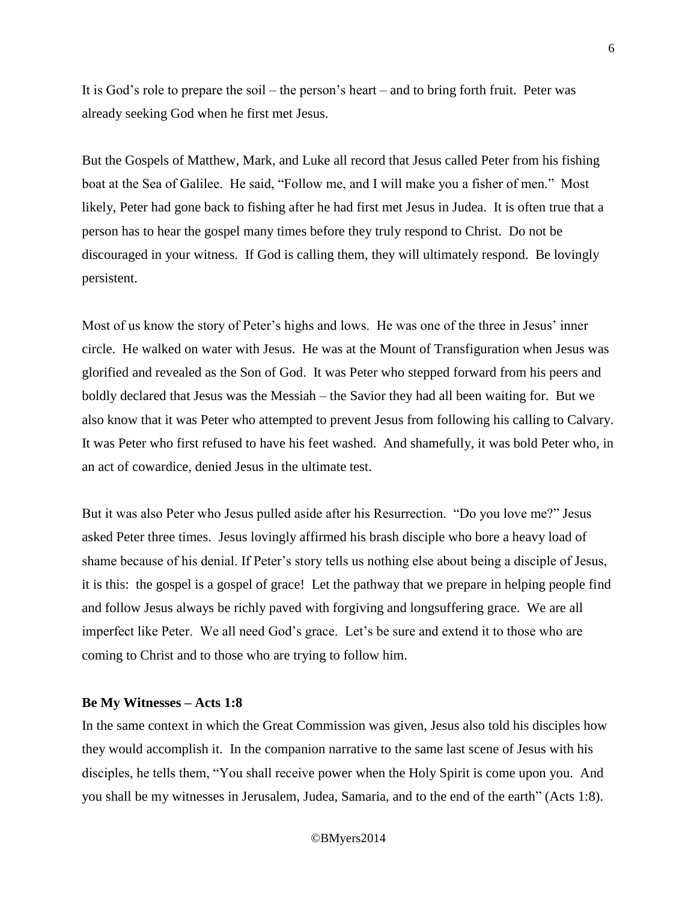It is God's role to prepare the soil – the person's heart – and to bring forth fruit. Peter was already seeking God when he first met Jesus.

But the Gospels of Matthew, Mark, and Luke all record that Jesus called Peter from his fishing boat at the Sea of Galilee. He said, "Follow me, and I will make you a fisher of men." Most likely, Peter had gone back to fishing after he had first met Jesus in Judea. It is often true that a person has to hear the gospel many times before they truly respond to Christ. Do not be discouraged in your witness. If God is calling them, they will ultimately respond. Be lovingly persistent.

Most of us know the story of Peter's highs and lows. He was one of the three in Jesus' inner circle. He walked on water with Jesus. He was at the Mount of Transfiguration when Jesus was glorified and revealed as the Son of God. It was Peter who stepped forward from his peers and boldly declared that Jesus was the Messiah – the Savior they had all been waiting for. But we also know that it was Peter who attempted to prevent Jesus from following his calling to Calvary. It was Peter who first refused to have his feet washed. And shamefully, it was bold Peter who, in an act of cowardice, denied Jesus in the ultimate test.

But it was also Peter who Jesus pulled aside after his Resurrection. "Do you love me?" Jesus asked Peter three times. Jesus lovingly affirmed his brash disciple who bore a heavy load of shame because of his denial. If Peter's story tells us nothing else about being a disciple of Jesus, it is this: the gospel is a gospel of grace! Let the pathway that we prepare in helping people find and follow Jesus always be richly paved with forgiving and longsuffering grace. We are all imperfect like Peter. We all need God's grace. Let's be sure and extend it to those who are coming to Christ and to those who are trying to follow him.

**Be My Witnesses – Acts 1:8**

In the same context in which the Great Commission was given, Jesus also told his disciples how they would accomplish it. In the companion narrative to the same last scene of Jesus with his disciples, he tells them, "You shall receive power when the Holy Spirit is come upon you. And you shall be my witnesses in Jerusalem, Judea, Samaria, and to the end of the earth" (Acts 1:8).

©BMyers2014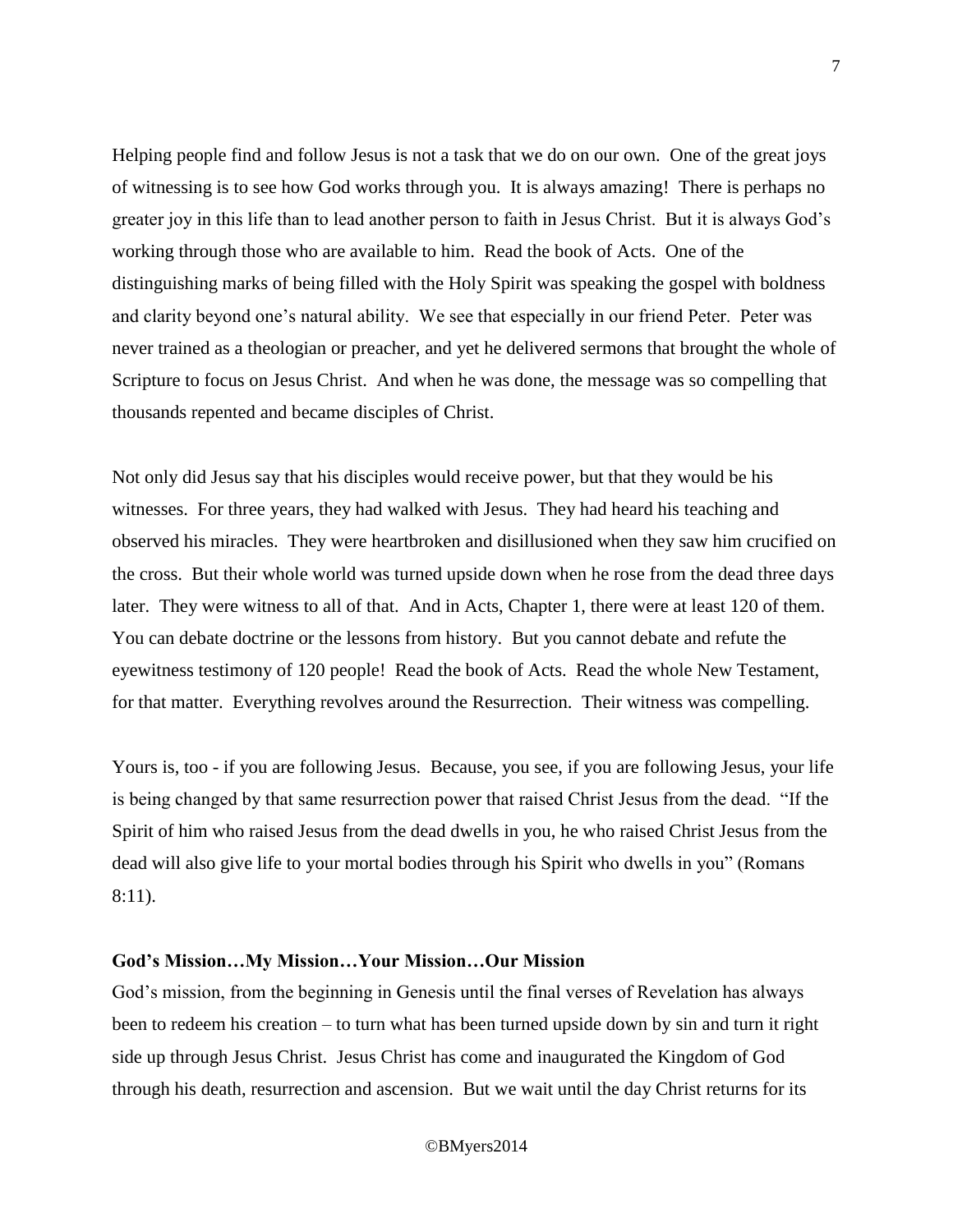Helping people find and follow Jesus is not a task that we do on our own. One of the great joys of witnessing is to see how God works through you. It is always amazing! There is perhaps no greater joy in this life than to lead another person to faith in Jesus Christ. But it is always God's working through those who are available to him. Read the book of Acts. One of the distinguishing marks of being filled with the Holy Spirit was speaking the gospel with boldness and clarity beyond one's natural ability. We see that especially in our friend Peter. Peter was never trained as a theologian or preacher, and yet he delivered sermons that brought the whole of Scripture to focus on Jesus Christ. And when he was done, the message was so compelling that thousands repented and became disciples of Christ.

Not only did Jesus say that his disciples would receive power, but that they would be his witnesses. For three years, they had walked with Jesus. They had heard his teaching and observed his miracles. They were heartbroken and disillusioned when they saw him crucified on the cross. But their whole world was turned upside down when he rose from the dead three days later. They were witness to all of that. And in Acts, Chapter 1, there were at least 120 of them. You can debate doctrine or the lessons from history. But you cannot debate and refute the eyewitness testimony of 120 people! Read the book of Acts. Read the whole New Testament, for that matter. Everything revolves around the Resurrection. Their witness was compelling.

Yours is, too - if you are following Jesus. Because, you see, if you are following Jesus, your life is being changed by that same resurrection power that raised Christ Jesus from the dead. "If the Spirit of him who raised Jesus from the dead dwells in you, he who raised Christ Jesus from the dead will also give life to your mortal bodies through his Spirit who dwells in you" (Romans 8:11).

**God's Mission…My Mission…Your Mission…Our Mission**

God's mission, from the beginning in Genesis until the final verses of Revelation has always been to redeem his creation – to turn what has been turned upside down by sin and turn it right side up through Jesus Christ. Jesus Christ has come and inaugurated the Kingdom of God through his death, resurrection and ascension. But we wait until the day Christ returns for its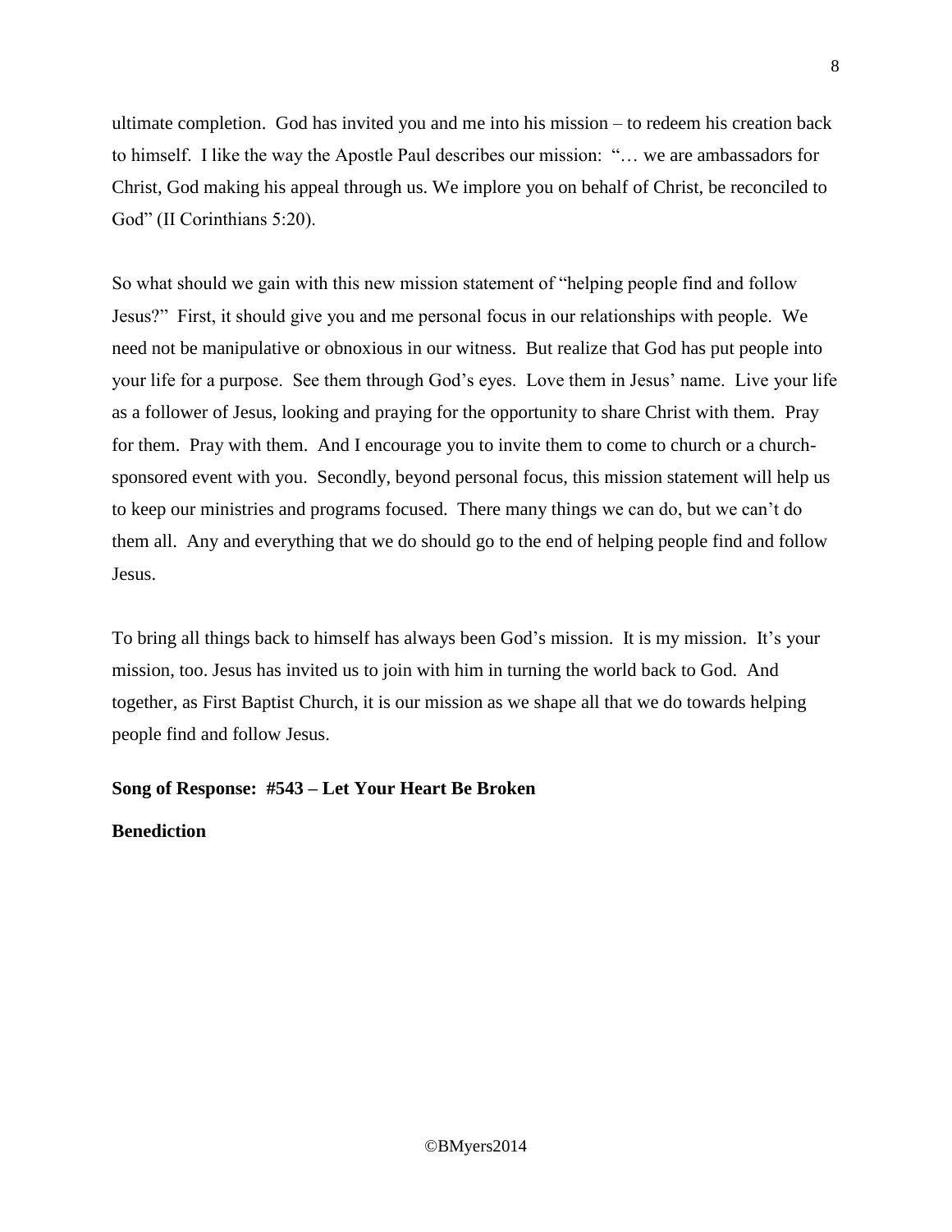ultimate completion. God has invited you and me into his mission – to redeem his creation back to himself. I like the way the Apostle Paul describes our mission: "… we are ambassadors for Christ, God making his appeal through us. We implore you on behalf of Christ, be reconciled to God" (II Corinthians 5:20).

So what should we gain with this new mission statement of "helping people find and follow Jesus?" First, it should give you and me personal focus in our relationships with people. We need not be manipulative or obnoxious in our witness. But realize that God has put people into your life for a purpose. See them through God's eyes. Love them in Jesus' name. Live your life as a follower of Jesus, looking and praying for the opportunity to share Christ with them. Pray for them. Pray with them. And I encourage you to invite them to come to church or a church-sponsored event with you. Secondly, beyond personal focus, this mission statement will help us to keep our ministries and programs focused. There many things we can do, but we can't do them all. Any and everything that we do should go to the end of helping people find and follow Jesus.

To bring all things back to himself has always been God's mission. It is my mission. It's your mission, too. Jesus has invited us to join with him in turning the world back to God. And together, as First Baptist Church, it is our mission as we shape all that we do towards helping people find and follow Jesus.

**Song of Response: #543 – Let Your Heart Be Broken**

**Benediction**

©BMyers2014